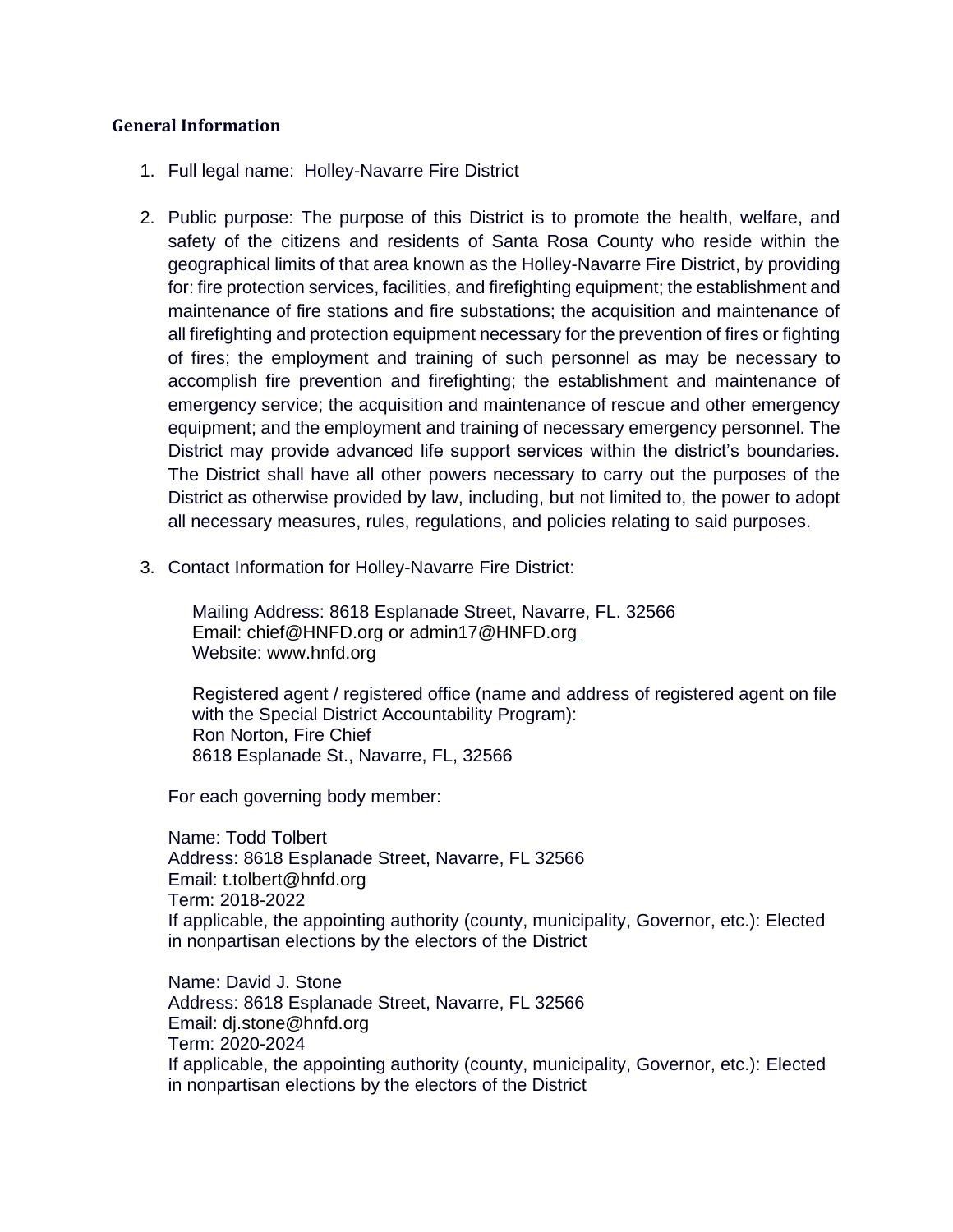**General Information**

1. Full legal name: Holley-Navarre Fire District

2. Public purpose: The purpose of this District is to promote the health, welfare, and safety of the citizens and residents of Santa Rosa County who reside within the geographical limits of that area known as the Holley-Navarre Fire District, by providing for: fire protection services, facilities, and firefighting equipment; the establishment and maintenance of fire stations and fire substations; the acquisition and maintenance of all firefighting and protection equipment necessary for the prevention of fires or fighting of fires; the employment and training of such personnel as may be necessary to accomplish fire prevention and firefighting; the establishment and maintenance of emergency service; the acquisition and maintenance of rescue and other emergency equipment; and the employment and training of necessary emergency personnel. The District may provide advanced life support services within the district's boundaries. The District shall have all other powers necessary to carry out the purposes of the District as otherwise provided by law, including, but not limited to, the power to adopt all necessary measures, rules, regulations, and policies relating to said purposes.

3. Contact Information for Holley-Navarre Fire District:

   Mailing Address: 8618 Esplanade Street, Navarre, FL. 32566
   Email: chief@HNFD.org or admin17@HNFD.org
   Website: www.hnfd.org

   Registered agent / registered office (name and address of registered agent on file with the Special District Accountability Program):
   Ron Norton, Fire Chief
   8618 Esplanade St., Navarre, FL, 32566

   For each governing body member:

   Name: Todd Tolbert
   Address: 8618 Esplanade Street, Navarre, FL 32566
   Email: t.tolbert@hnfd.org
   Term: 2018-2022
   If applicable, the appointing authority (county, municipality, Governor, etc.): Elected in nonpartisan elections by the electors of the District

   Name: David J. Stone
   Address: 8618 Esplanade Street, Navarre, FL 32566
   Email: dj.stone@hnfd.org
   Term: 2020-2024
   If applicable, the appointing authority (county, municipality, Governor, etc.): Elected in nonpartisan elections by the electors of the District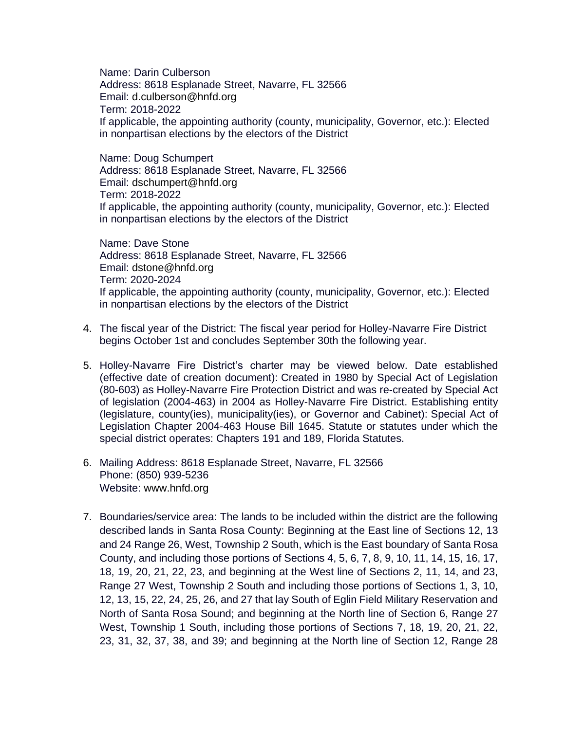Name: Darin Culberson
Address: 8618 Esplanade Street, Navarre, FL 32566
Email: d.culberson@hnfd.org
Term: 2018-2022
If applicable, the appointing authority (county, municipality, Governor, etc.): Elected in nonpartisan elections by the electors of the District

Name: Doug Schumpert
Address: 8618 Esplanade Street, Navarre, FL 32566
Email: dschumpert@hnfd.org
Term: 2018-2022
If applicable, the appointing authority (county, municipality, Governor, etc.): Elected in nonpartisan elections by the electors of the District

Name: Dave Stone
Address: 8618 Esplanade Street, Navarre, FL 32566
Email: dstone@hnfd.org
Term: 2020-2024
If applicable, the appointing authority (county, municipality, Governor, etc.): Elected in nonpartisan elections by the electors of the District

4. The fiscal year of the District: The fiscal year period for Holley-Navarre Fire District begins October 1st and concludes September 30th the following year.

5. Holley-Navarre Fire District's charter may be viewed below. Date established (effective date of creation document): Created in 1980 by Special Act of Legislation (80-603) as Holley-Navarre Fire Protection District and was re-created by Special Act of legislation (2004-463) in 2004 as Holley-Navarre Fire District. Establishing entity (legislature, county(ies), municipality(ies), or Governor and Cabinet): Special Act of Legislation Chapter 2004-463 House Bill 1645. Statute or statutes under which the special district operates: Chapters 191 and 189, Florida Statutes.

6. Mailing Address: 8618 Esplanade Street, Navarre, FL 32566
   Phone: (850) 939-5236
   Website: www.hnfd.org

7. Boundaries/service area: The lands to be included within the district are the following described lands in Santa Rosa County: Beginning at the East line of Sections 12, 13 and 24 Range 26, West, Township 2 South, which is the East boundary of Santa Rosa County, and including those portions of Sections 4, 5, 6, 7, 8, 9, 10, 11, 14, 15, 16, 17, 18, 19, 20, 21, 22, 23, and beginning at the West line of Sections 2, 11, 14, and 23, Range 27 West, Township 2 South and including those portions of Sections 1, 3, 10, 12, 13, 15, 22, 24, 25, 26, and 27 that lay South of Eglin Field Military Reservation and North of Santa Rosa Sound; and beginning at the North line of Section 6, Range 27 West, Township 1 South, including those portions of Sections 7, 18, 19, 20, 21, 22, 23, 31, 32, 37, 38, and 39; and beginning at the North line of Section 12, Range 28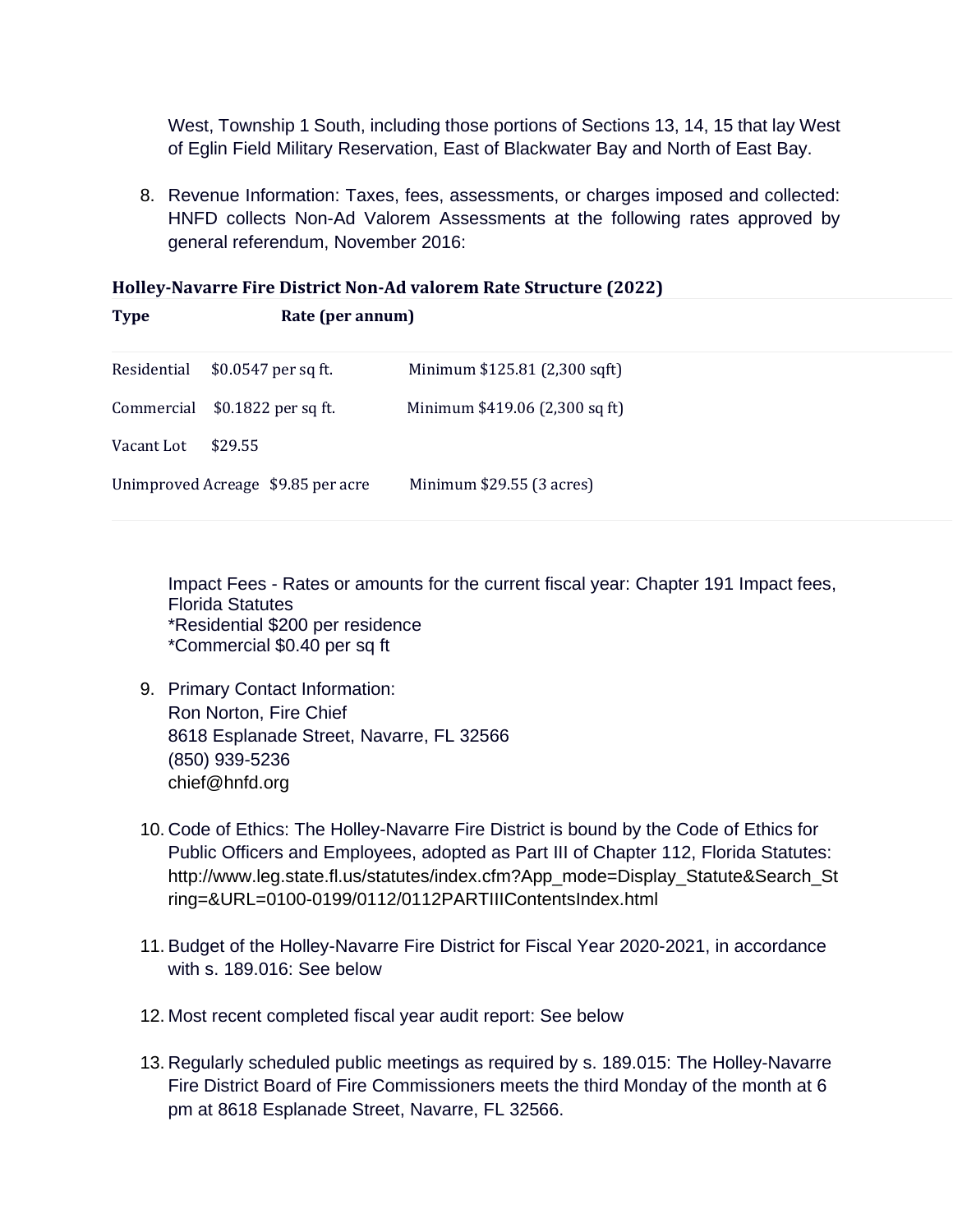West, Township 1 South, including those portions of Sections 13, 14, 15 that lay West of Eglin Field Military Reservation, East of Blackwater Bay and North of East Bay.

8. Revenue Information: Taxes, fees, assessments, or charges imposed and collected: HNFD collects Non-Ad Valorem Assessments at the following rates approved by general referendum, November 2016:

**Holley-Navarre Fire District Non-Ad valorem Rate Structure (2022)**

| Type | Rate (per annum) | |
|---|---|---|
| Residential | $0.0547 per sq ft. | Minimum $125.81 (2,300 sqft) |
| Commercial | $0.1822 per sq ft. | Minimum $419.06 (2,300 sq ft) |
| Vacant Lot | $29.55 | |
| Unimproved Acreage | $9.85 per acre | Minimum $29.55 (3 acres) |

Impact Fees - Rates or amounts for the current fiscal year: Chapter 191 Impact fees, Florida Statutes
*Residential $200 per residence
*Commercial $0.40 per sq ft

9. Primary Contact Information:
Ron Norton, Fire Chief
8618 Esplanade Street, Navarre, FL 32566
(850) 939-5236
chief@hnfd.org

10. Code of Ethics: The Holley-Navarre Fire District is bound by the Code of Ethics for Public Officers and Employees, adopted as Part III of Chapter 112, Florida Statutes: http://www.leg.state.fl.us/statutes/index.cfm?App_mode=Display_Statute&Search_String=&URL=0100-0199/0112/0112PARTIIIContentsIndex.html

11. Budget of the Holley-Navarre Fire District for Fiscal Year 2020-2021, in accordance with s. 189.016: See below

12. Most recent completed fiscal year audit report: See below

13. Regularly scheduled public meetings as required by s. 189.015: The Holley-Navarre Fire District Board of Fire Commissioners meets the third Monday of the month at 6 pm at 8618 Esplanade Street, Navarre, FL 32566.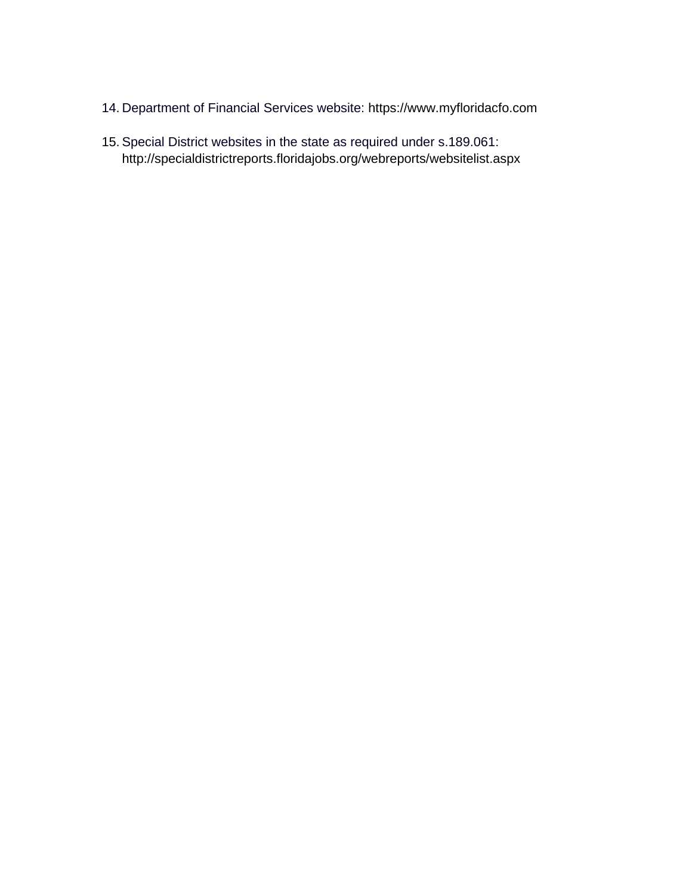14. Department of Financial Services website: https://www.myfloridacfo.com

15. Special District websites in the state as required under s.189.061: http://specialdistrictreports.floridajobs.org/webreports/websitelist.aspx